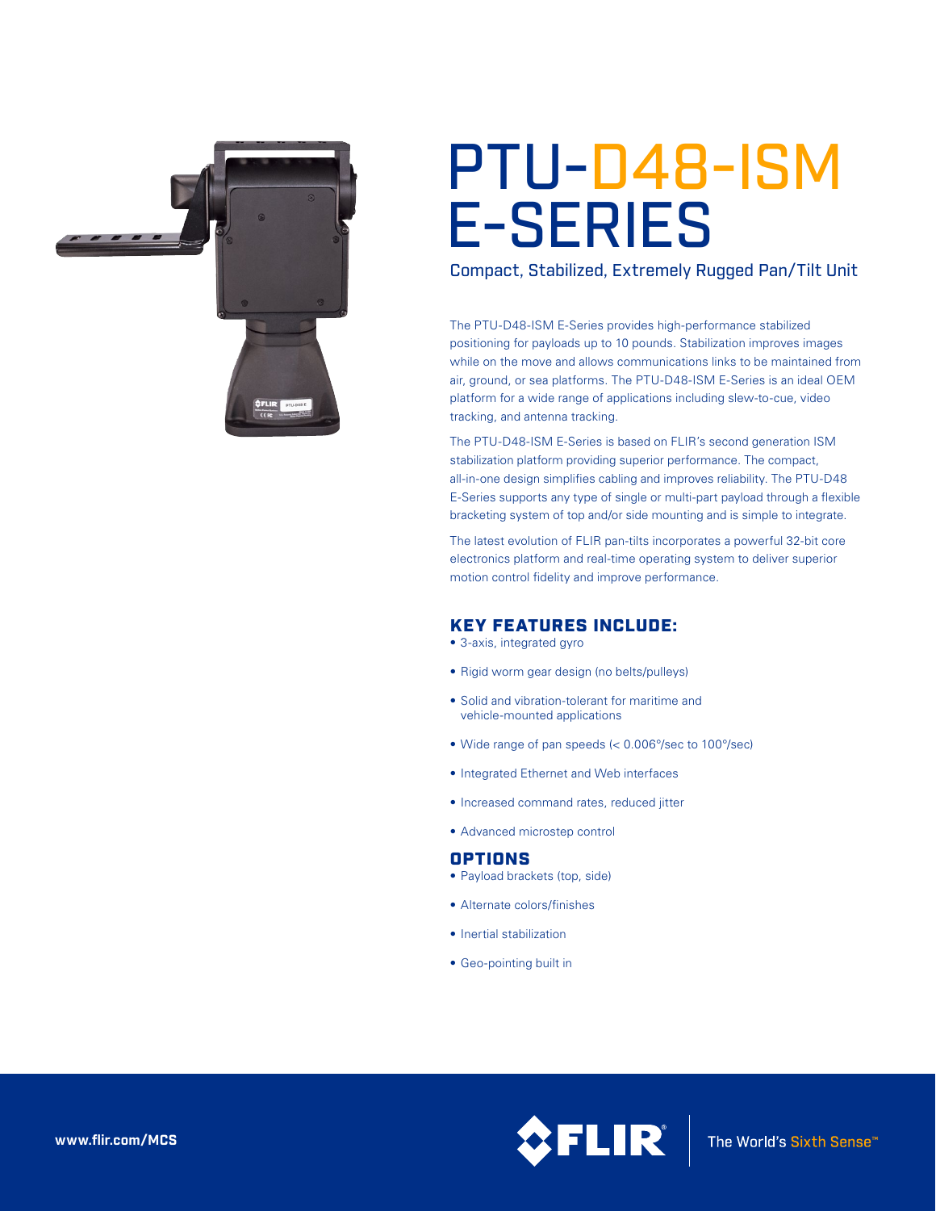# PTU-D48-ISM E-SERIES

Compact, Stabilized, Extremely Rugged Pan/Tilt Unit

The PTU-D48-ISM E-Series provides high-performance stabilized positioning for payloads up to 10 pounds. Stabilization improves images while on the move and allows communications links to be maintained from air, ground, or sea platforms. The PTU-D48-ISM E-Series is an ideal OEM platform for a wide range of applications including slew-to-cue, video tracking, and antenna tracking.

The PTU-D48-ISM E-Series is based on FLIR's second generation ISM stabilization platform providing superior performance. The compact, all-in-one design simplifies cabling and improves reliability. The PTU-D48 E-Series supports any type of single or multi-part payload through a flexible bracketing system of top and/or side mounting and is simple to integrate.

The latest evolution of FLIR pan-tilts incorporates a powerful 32-bit core electronics platform and real-time operating system to deliver superior motion control fidelity and improve performance.

## KEY FEATURES INCLUDE:

- 3-axis, integrated gyro
- Rigid worm gear design (no belts/pulleys)
- Solid and vibration-tolerant for maritime and vehicle-mounted applications
- Wide range of pan speeds (< 0.006°/sec to 100°/sec)
- Integrated Ethernet and Web interfaces
- Increased command rates, reduced jitter
- Advanced microstep control

## OPTIONS

- Payload brackets (top, side)
- Alternate colors/finishes
- Inertial stabilization
- Geo-pointing built in

www.flir.com/MCS

FLIR | The World's Sixth Sense™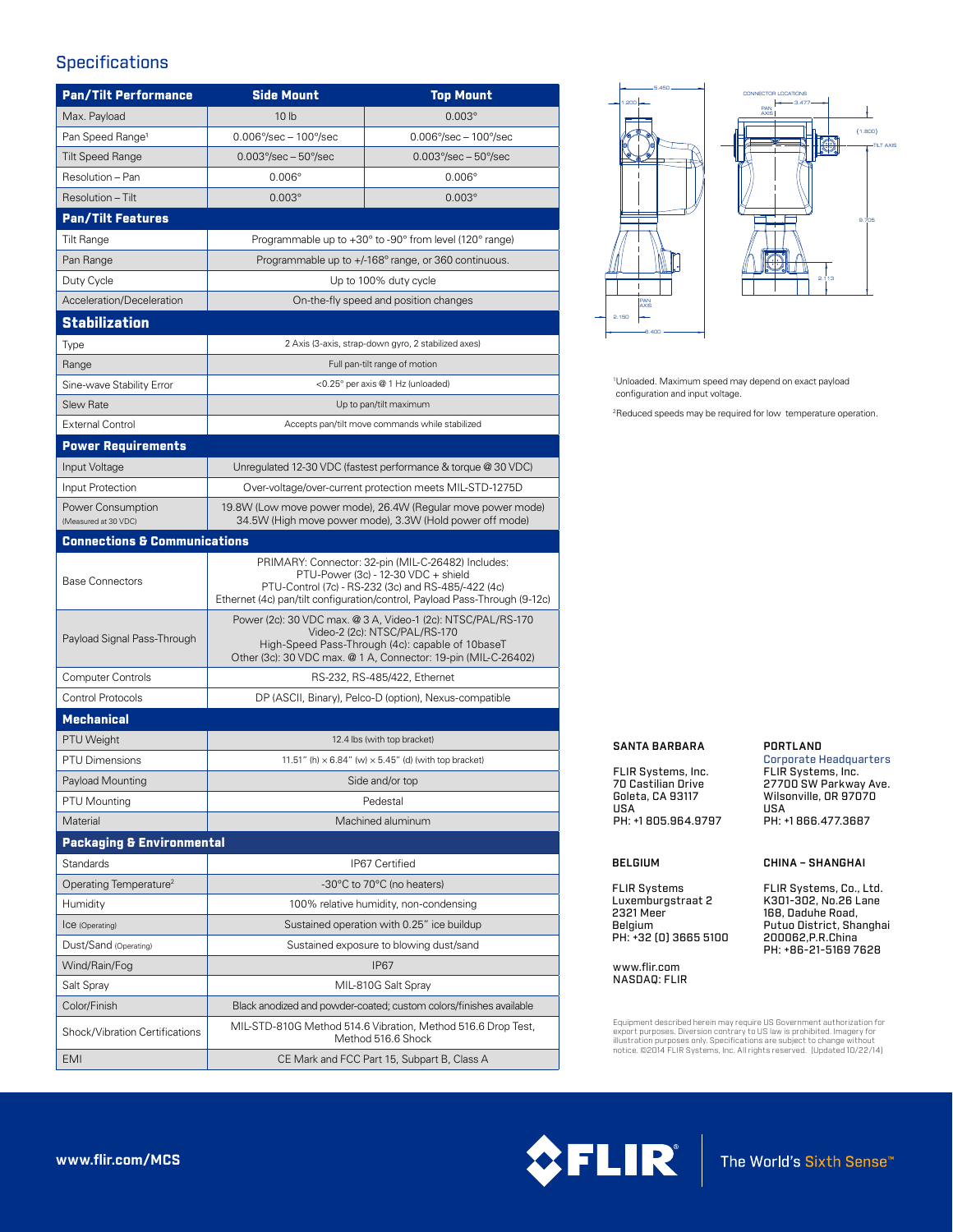## Specifications

| Pan/Tilt Performance | Side Mount | Top Mount |
|---|---|---|
| Max. Payload | 10 lb | 0.003° |
| Pan Speed Range[1] | 0.006°/sec – 100°/sec | 0.006°/sec – 100°/sec |
| Tilt Speed Range | 0.003°/sec – 50°/sec | 0.003°/sec – 50°/sec |
| Resolution – Pan | 0.006° | 0.006° |
| Resolution – Tilt | 0.003° | 0.003° |
| **Pan/Tilt Features** | | |
| Tilt Range | Programmable up to +30° to -90° from level (120° range) | |
| Pan Range | Programmable up to +/-168° range, or 360 continuous. | |
| Duty Cycle | Up to 100% duty cycle | |
| Acceleration/Deceleration | On-the-fly speed and position changes | |
| **Stabilization** | | |
| Type | 2 Axis (3-axis, strap-down gyro, 2 stabilized axes) | |
| Range | Full pan-tilt range of motion | |
| Sine-wave Stability Error | <0.25° per axis @ 1 Hz (unloaded) | |
| Slew Rate | Up to pan/tilt maximum | |
| External Control | Accepts pan/tilt move commands while stabilized | |
| **Power Requirements** | | |
| Input Voltage | Unregulated 12-30 VDC (fastest performance & torque @ 30 VDC) | |
| Input Protection | Over-voltage/over-current protection meets MIL-STD-1275D | |
| Power Consumption (Measured at 30 VDC) | 19.8W (Low move power mode), 26.4W (Regular move power mode) 34.5W (High move power mode), 3.3W (Hold power off mode) | |
| **Connections & Communications** | | |
| Base Connectors | PRIMARY: Connector: 32-pin (MIL-C-26482) Includes: PTU-Power (3c) - 12-30 VDC + shield PTU-Control (7c) - RS-232 (3c) and RS-485/-422 (4c) Ethernet (4c) pan/tilt configuration/control, Payload Pass-Through (9-12c) | |
| Payload Signal Pass-Through | Power (2c): 30 VDC max. @ 3 A, Video-1 (2c): NTSC/PAL/RS-170 Video-2 (2c): NTSC/PAL/RS-170 High-Speed Pass-Through (4c): capable of 10baseT Other (3c): 30 VDC max. @ 1 A, Connector: 19-pin (MIL-C-26402) | |
| Computer Controls | RS-232, RS-485/422, Ethernet | |
| Control Protocols | DP (ASCII, Binary), Pelco-D (option), Nexus-compatible | |
| **Mechanical** | | |
| PTU Weight | 12.4 lbs (with top bracket) | |
| PTU Dimensions | 11.51" (h) × 6.84" (w) × 5.45" (d) (with top bracket) | |
| Payload Mounting | Side and/or top | |
| PTU Mounting | Pedestal | |
| Material | Machined aluminum | |
| **Packaging & Environmental** | | |
| Standards | IP67 Certified | |
| Operating Temperature[2] | -30°C to 70°C (no heaters) | |
| Humidity | 100% relative humidity, non-condensing | |
| Ice (Operating) | Sustained operation with 0.25" ice buildup | |
| Dust/Sand (Operating) | Sustained exposure to blowing dust/sand | |
| Wind/Rain/Fog | IP67 | |
| Salt Spray | MIL-810G Salt Spray | |
| Color/Finish | Black anodized and powder-coated; custom colors/finishes available | |
| Shock/Vibration Certifications | MIL-STD-810G Method 514.6 Vibration, Method 516.6 Drop Test, Method 516.6 Shock | |
| EMI | CE Mark and FCC Part 15, Subpart B, Class A | |

6.450
1.200
CONNECTOR LOCATIONS
3.477
PAN AXIS
(1.800)
TILT AXIS
9.705
2.113
PAN AXIS
2.150
6.400

[1]Unloaded. Maximum speed may depend on exact payload configuration and input voltage.

[2]Reduced speeds may be required for low temperature operation.

**SANTA BARBARA**

FLIR Systems, Inc.
70 Castilian Drive
Goleta, CA 93117
USA
PH: +1 805.964.9797

**PORTLAND**
Corporate Headquarters
FLIR Systems, Inc.
27700 SW Parkway Ave.
Wilsonville, OR 97070
USA
PH: +1 866.477.3687

**BELGIUM**

FLIR Systems
Luxemburgstraat 2
2321 Meer
Belgium
PH: +32 (0) 3665 5100

**CHINA – SHANGHAI**

FLIR Systems, Co., Ltd.
K301-302, No.26 Lane
168, Daduhe Road,
Putuo District, Shanghai
200062,P.R.China
PH: +86-21-5169 7628

www.flir.com
NASDAQ: FLIR

Equipment described herein may require US Government authorization for export purposes. Diversion contrary to US law is prohibited. Imagery for illustration purposes only. Specifications are subject to change without notice. ©2014 FLIR Systems, Inc. All rights reserved. (Updated 10/22/14)

**www.flir.com/MCS**

FLIR® The World's Sixth Sense™